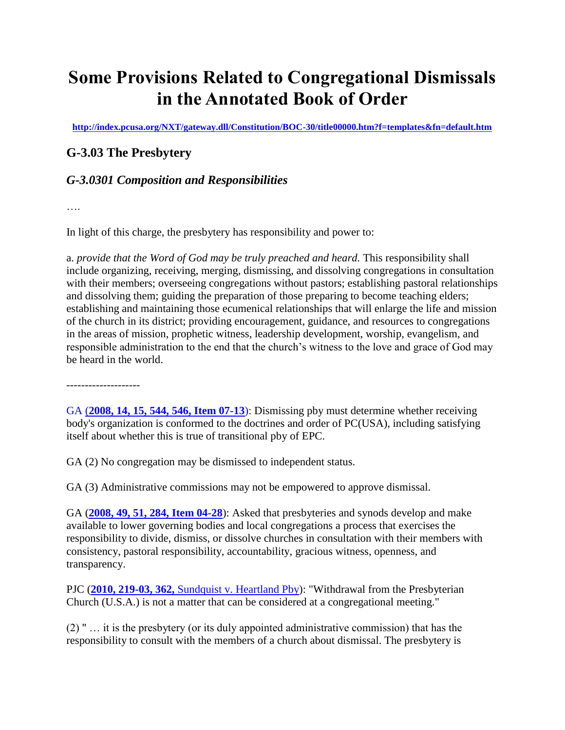# Some Provisions Related to Congregational Dismissals in the Annotated Book of Order

**http://index.pcusa.org/NXT/gateway.dll/Constitution/BOC-30/title00000.htm?f=templates&fn=default.htm**

## G-3.03 The Presbytery

### *G-3.0301 Composition and Responsibilities*

….

In light of this charge, the presbytery has responsibility and power to:

a. *provide that the Word of God may be truly preached and heard.* This responsibility shall include organizing, receiving, merging, dismissing, and dissolving congregations in consultation with their members; overseeing congregations without pastors; establishing pastoral relationships and dissolving them; guiding the preparation of those preparing to become teaching elders; establishing and maintaining those ecumenical relationships that will enlarge the life and mission of the church in its district; providing encouragement, guidance, and resources to congregations in the areas of mission, prophetic witness, leadership development, worship, evangelism, and responsible administration to the end that the church's witness to the love and grace of God may be heard in the world.

--------------------

GA (**2008, 14, 15, 544, 546, Item 07-13**): Dismissing pby must determine whether receiving body's organization is conformed to the doctrines and order of PC(USA), including satisfying itself about whether this is true of transitional pby of EPC.

GA (2) No congregation may be dismissed to independent status.

GA (3) Administrative commissions may not be empowered to approve dismissal.

GA (**2008, 49, 51, 284, Item 04-28**): Asked that presbyteries and synods develop and make available to lower governing bodies and local congregations a process that exercises the responsibility to divide, dismiss, or dissolve churches in consultation with their members with consistency, pastoral responsibility, accountability, gracious witness, openness, and transparency.

PJC (**2010, 219-03, 362,** Sundquist v. Heartland Pby): "Withdrawal from the Presbyterian Church (U.S.A.) is not a matter that can be considered at a congregational meeting."

(2) " … it is the presbytery (or its duly appointed administrative commission) that has the responsibility to consult with the members of a church about dismissal. The presbytery is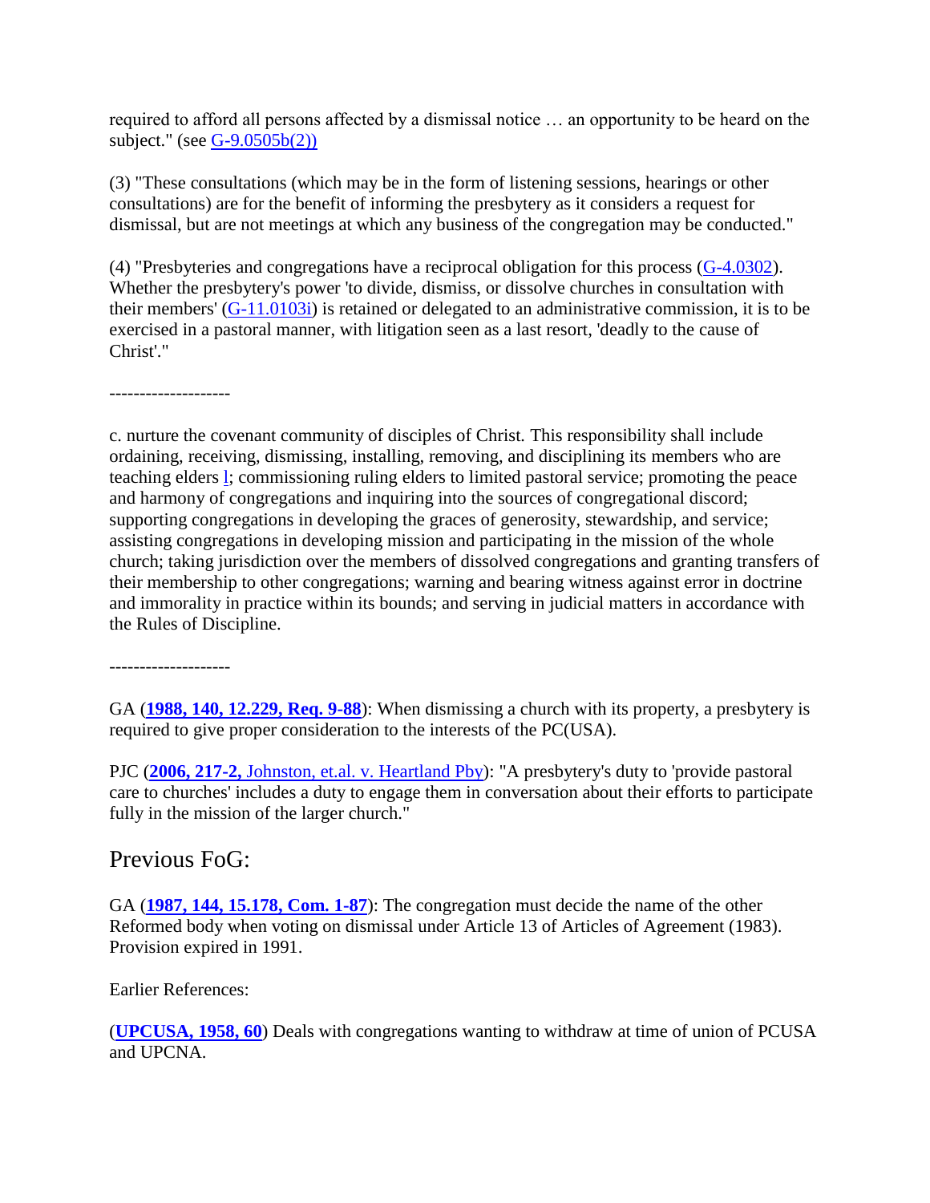required to afford all persons affected by a dismissal notice … an opportunity to be heard on the subject." (see G-9.0505b(2))

(3) "These consultations (which may be in the form of listening sessions, hearings or other consultations) are for the benefit of informing the presbytery as it considers a request for dismissal, but are not meetings at which any business of the congregation may be conducted."

(4) "Presbyteries and congregations have a reciprocal obligation for this process (G-4.0302). Whether the presbytery's power 'to divide, dismiss, or dissolve churches in consultation with their members' (G-11.0103i) is retained or delegated to an administrative commission, it is to be exercised in a pastoral manner, with litigation seen as a last resort, 'deadly to the cause of Christ'."

--------------------

c. nurture the covenant community of disciples of Christ. This responsibility shall include ordaining, receiving, dismissing, installing, removing, and disciplining its members who are teaching elders l; commissioning ruling elders to limited pastoral service; promoting the peace and harmony of congregations and inquiring into the sources of congregational discord; supporting congregations in developing the graces of generosity, stewardship, and service; assisting congregations in developing mission and participating in the mission of the whole church; taking jurisdiction over the members of dissolved congregations and granting transfers of their membership to other congregations; warning and bearing witness against error in doctrine and immorality in practice within its bounds; and serving in judicial matters in accordance with the Rules of Discipline.

--------------------

GA (**1988, 140, 12.229, Req. 9-88**): When dismissing a church with its property, a presbytery is required to give proper consideration to the interests of the PC(USA).

PJC (**2006, 217-2,** Johnston, et.al. v. Heartland Pby): "A presbytery's duty to 'provide pastoral care to churches' includes a duty to engage them in conversation about their efforts to participate fully in the mission of the larger church."

## Previous FoG:

GA (**1987, 144, 15.178, Com. 1-87**): The congregation must decide the name of the other Reformed body when voting on dismissal under Article 13 of Articles of Agreement (1983). Provision expired in 1991.

Earlier References:

(**UPCUSA, 1958, 60**) Deals with congregations wanting to withdraw at time of union of PCUSA and UPCNA.